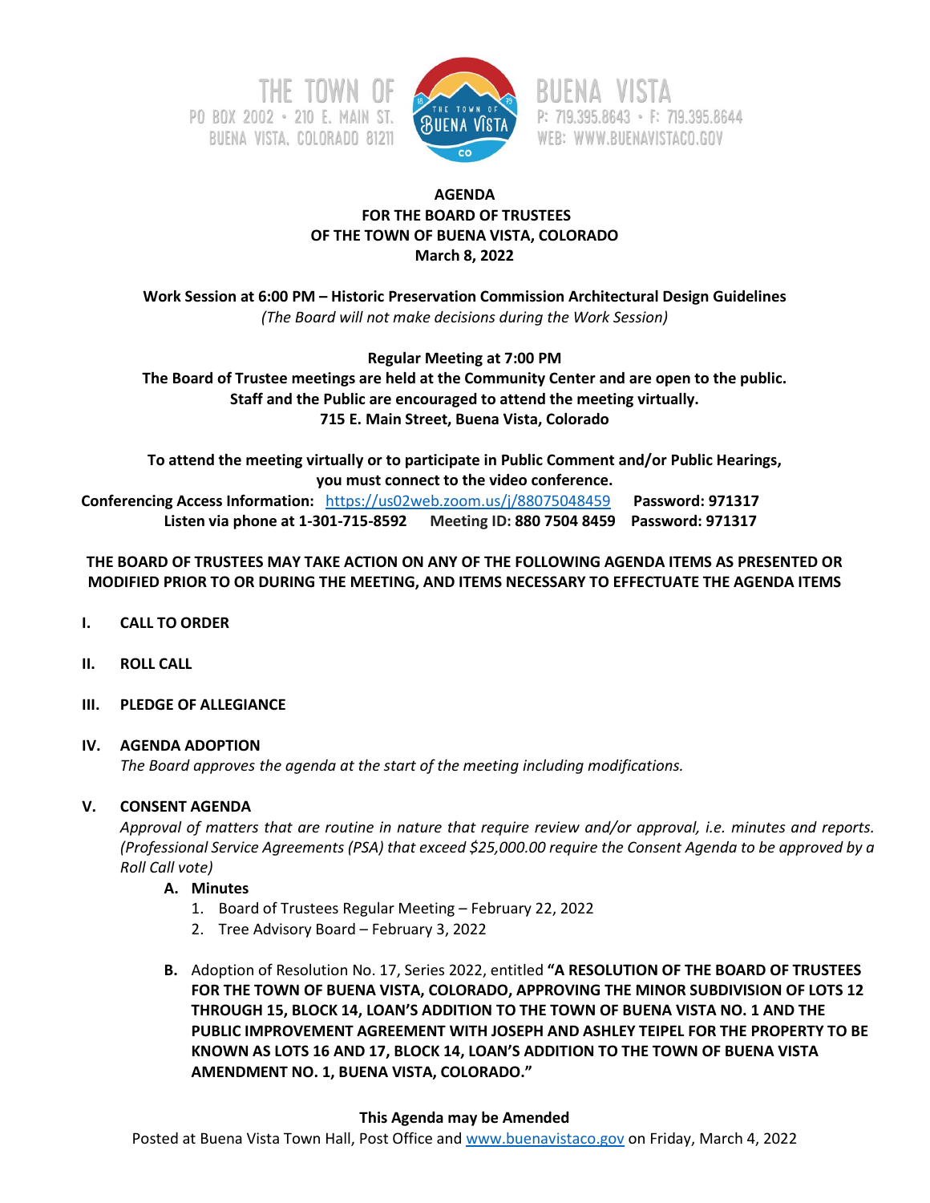THE TOWN OF BUENA VISTA
PO BOX 2002 • 210 E. MAIN ST.
BUENA VISTA, COLORADO 81211
P: 719.395.8643 • F: 719.395.8644
WEB: WWW.BUENAVISTACO.GOV

**AGENDA**
**FOR THE BOARD OF TRUSTEES**
**OF THE TOWN OF BUENA VISTA, COLORADO**
**March 8, 2022**

**Work Session at 6:00 PM – Historic Preservation Commission Architectural Design Guidelines**
*(The Board will not make decisions during the Work Session)*

**Regular Meeting at 7:00 PM**
**The Board of Trustee meetings are held at the Community Center and are open to the public.**
**Staff and the Public are encouraged to attend the meeting virtually.**
**715 E. Main Street, Buena Vista, Colorado**

**To attend the meeting virtually or to participate in Public Comment and/or Public Hearings, you must connect to the video conference.**
**Conferencing Access Information:** https://us02web.zoom.us/j/88075048459 **Password: 971317**
**Listen via phone at 1-301-715-8592 Meeting ID: 880 7504 8459 Password: 971317**

**THE BOARD OF TRUSTEES MAY TAKE ACTION ON ANY OF THE FOLLOWING AGENDA ITEMS AS PRESENTED OR MODIFIED PRIOR TO OR DURING THE MEETING, AND ITEMS NECESSARY TO EFFECTUATE THE AGENDA ITEMS**

## I. CALL TO ORDER

## II. ROLL CALL

## III. PLEDGE OF ALLEGIANCE

## IV. AGENDA ADOPTION

*The Board approves the agenda at the start of the meeting including modifications.*

## V. CONSENT AGENDA

*Approval of matters that are routine in nature that require review and/or approval, i.e. minutes and reports. (Professional Service Agreements (PSA) that exceed $25,000.00 require the Consent Agenda to be approved by a Roll Call vote)*

**A. Minutes**

1. Board of Trustees Regular Meeting – February 22, 2022
2. Tree Advisory Board – February 3, 2022

**B.** Adoption of Resolution No. 17, Series 2022, entitled **"A RESOLUTION OF THE BOARD OF TRUSTEES FOR THE TOWN OF BUENA VISTA, COLORADO, APPROVING THE MINOR SUBDIVISION OF LOTS 12 THROUGH 15, BLOCK 14, LOAN'S ADDITION TO THE TOWN OF BUENA VISTA NO. 1 AND THE PUBLIC IMPROVEMENT AGREEMENT WITH JOSEPH AND ASHLEY TEIPEL FOR THE PROPERTY TO BE KNOWN AS LOTS 16 AND 17, BLOCK 14, LOAN'S ADDITION TO THE TOWN OF BUENA VISTA AMENDMENT NO. 1, BUENA VISTA, COLORADO."**

**This Agenda may be Amended**
Posted at Buena Vista Town Hall, Post Office and www.buenavistaco.gov on Friday, March 4, 2022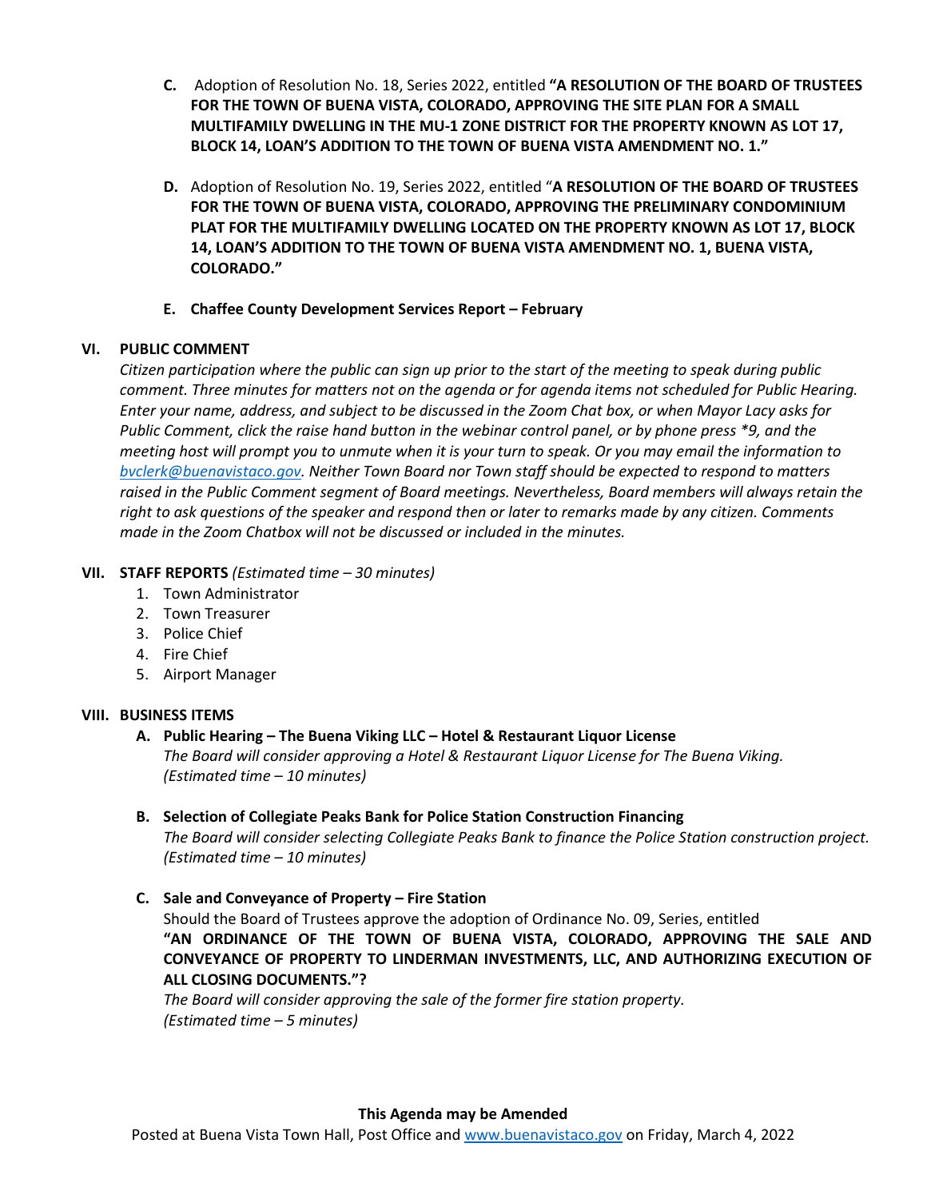**C.** Adoption of Resolution No. 18, Series 2022, entitled **"A RESOLUTION OF THE BOARD OF TRUSTEES FOR THE TOWN OF BUENA VISTA, COLORADO, APPROVING THE SITE PLAN FOR A SMALL MULTIFAMILY DWELLING IN THE MU-1 ZONE DISTRICT FOR THE PROPERTY KNOWN AS LOT 17, BLOCK 14, LOAN'S ADDITION TO THE TOWN OF BUENA VISTA AMENDMENT NO. 1."**

**D.** Adoption of Resolution No. 19, Series 2022, entitled "**A RESOLUTION OF THE BOARD OF TRUSTEES FOR THE TOWN OF BUENA VISTA, COLORADO, APPROVING THE PRELIMINARY CONDOMINIUM PLAT FOR THE MULTIFAMILY DWELLING LOCATED ON THE PROPERTY KNOWN AS LOT 17, BLOCK 14, LOAN'S ADDITION TO THE TOWN OF BUENA VISTA AMENDMENT NO. 1, BUENA VISTA, COLORADO."**

**E. Chaffee County Development Services Report – February**

## VI. PUBLIC COMMENT

*Citizen participation where the public can sign up prior to the start of the meeting to speak during public comment. Three minutes for matters not on the agenda or for agenda items not scheduled for Public Hearing. Enter your name, address, and subject to be discussed in the Zoom Chat box, or when Mayor Lacy asks for Public Comment, click the raise hand button in the webinar control panel, or by phone press *9, and the meeting host will prompt you to unmute when it is your turn to speak. Or you may email the information to [bvclerk@buenavistaco.gov](mailto:bvclerk@buenavistaco.gov). Neither Town Board nor Town staff should be expected to respond to matters raised in the Public Comment segment of Board meetings. Nevertheless, Board members will always retain the right to ask questions of the speaker and respond then or later to remarks made by any citizen. Comments made in the Zoom Chatbox will not be discussed or included in the minutes.*

## VII. STAFF REPORTS *(Estimated time – 30 minutes)*

1. Town Administrator
2. Town Treasurer
3. Police Chief
4. Fire Chief
5. Airport Manager

## VIII. BUSINESS ITEMS

**A. Public Hearing – The Buena Viking LLC – Hotel & Restaurant Liquor License**
*The Board will consider approving a Hotel & Restaurant Liquor License for The Buena Viking. (Estimated time – 10 minutes)*

**B. Selection of Collegiate Peaks Bank for Police Station Construction Financing**
*The Board will consider selecting Collegiate Peaks Bank to finance the Police Station construction project. (Estimated time – 10 minutes)*

**C. Sale and Conveyance of Property – Fire Station**
Should the Board of Trustees approve the adoption of Ordinance No. 09, Series, entitled **"AN ORDINANCE OF THE TOWN OF BUENA VISTA, COLORADO, APPROVING THE SALE AND CONVEYANCE OF PROPERTY TO LINDERMAN INVESTMENTS, LLC, AND AUTHORIZING EXECUTION OF ALL CLOSING DOCUMENTS."?**
*The Board will consider approving the sale of the former fire station property. (Estimated time – 5 minutes)*

**This Agenda may be Amended**

Posted at Buena Vista Town Hall, Post Office and [www.buenavistaco.gov](http://www.buenavistaco.gov) on Friday, March 4, 2022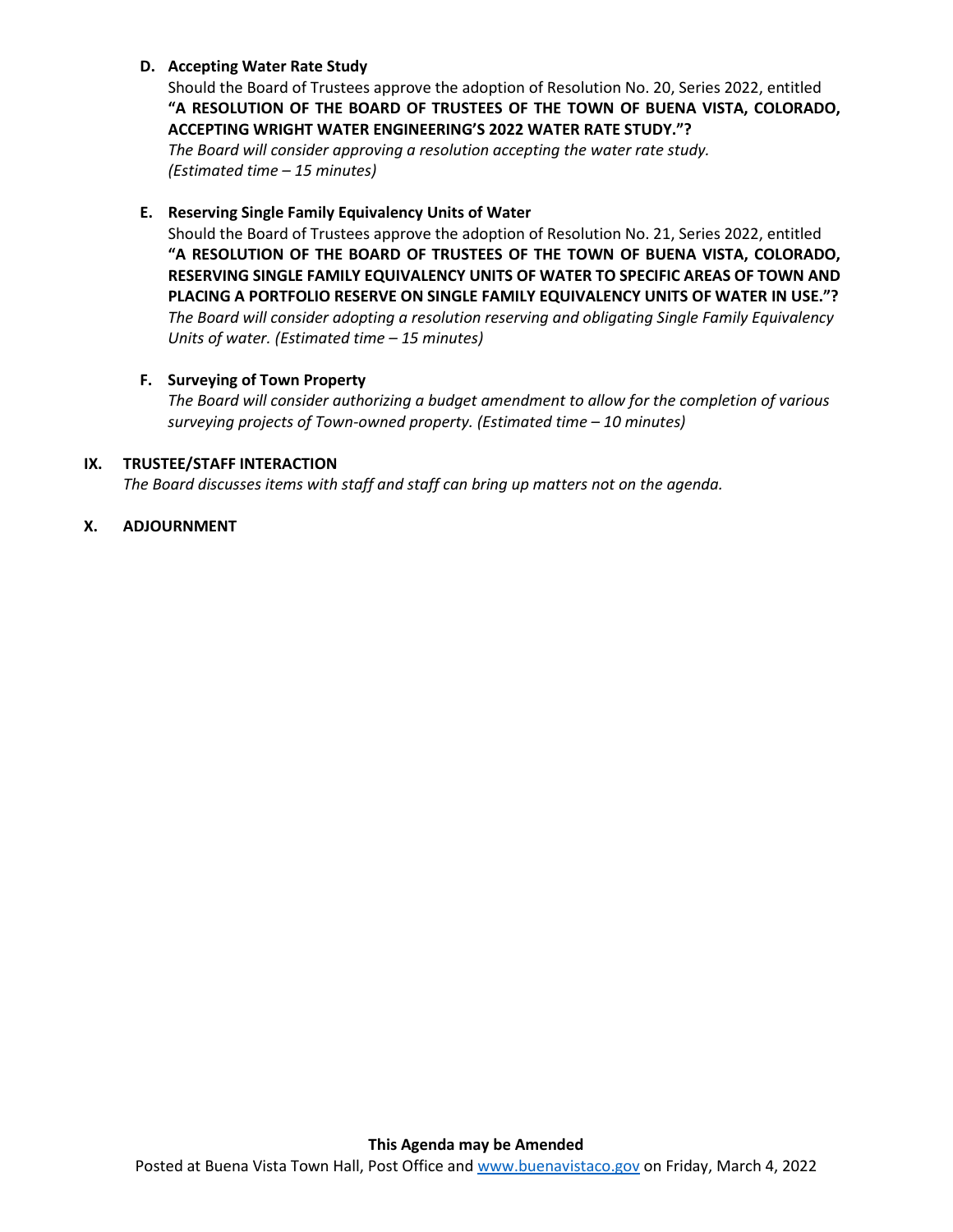**D. Accepting Water Rate Study**

Should the Board of Trustees approve the adoption of Resolution No. 20, Series 2022, entitled **"A RESOLUTION OF THE BOARD OF TRUSTEES OF THE TOWN OF BUENA VISTA, COLORADO, ACCEPTING WRIGHT WATER ENGINEERING'S 2022 WATER RATE STUDY."?**

*The Board will consider approving a resolution accepting the water rate study. (Estimated time – 15 minutes)*

**E. Reserving Single Family Equivalency Units of Water**

Should the Board of Trustees approve the adoption of Resolution No. 21, Series 2022, entitled **"A RESOLUTION OF THE BOARD OF TRUSTEES OF THE TOWN OF BUENA VISTA, COLORADO, RESERVING SINGLE FAMILY EQUIVALENCY UNITS OF WATER TO SPECIFIC AREAS OF TOWN AND PLACING A PORTFOLIO RESERVE ON SINGLE FAMILY EQUIVALENCY UNITS OF WATER IN USE."?**

*The Board will consider adopting a resolution reserving and obligating Single Family Equivalency Units of water. (Estimated time – 15 minutes)*

**F. Surveying of Town Property**

*The Board will consider authorizing a budget amendment to allow for the completion of various surveying projects of Town-owned property. (Estimated time – 10 minutes)*

## IX. TRUSTEE/STAFF INTERACTION

*The Board discusses items with staff and staff can bring up matters not on the agenda.*

## X. ADJOURNMENT

**This Agenda may be Amended**

Posted at Buena Vista Town Hall, Post Office and www.buenavistaco.gov on Friday, March 4, 2022